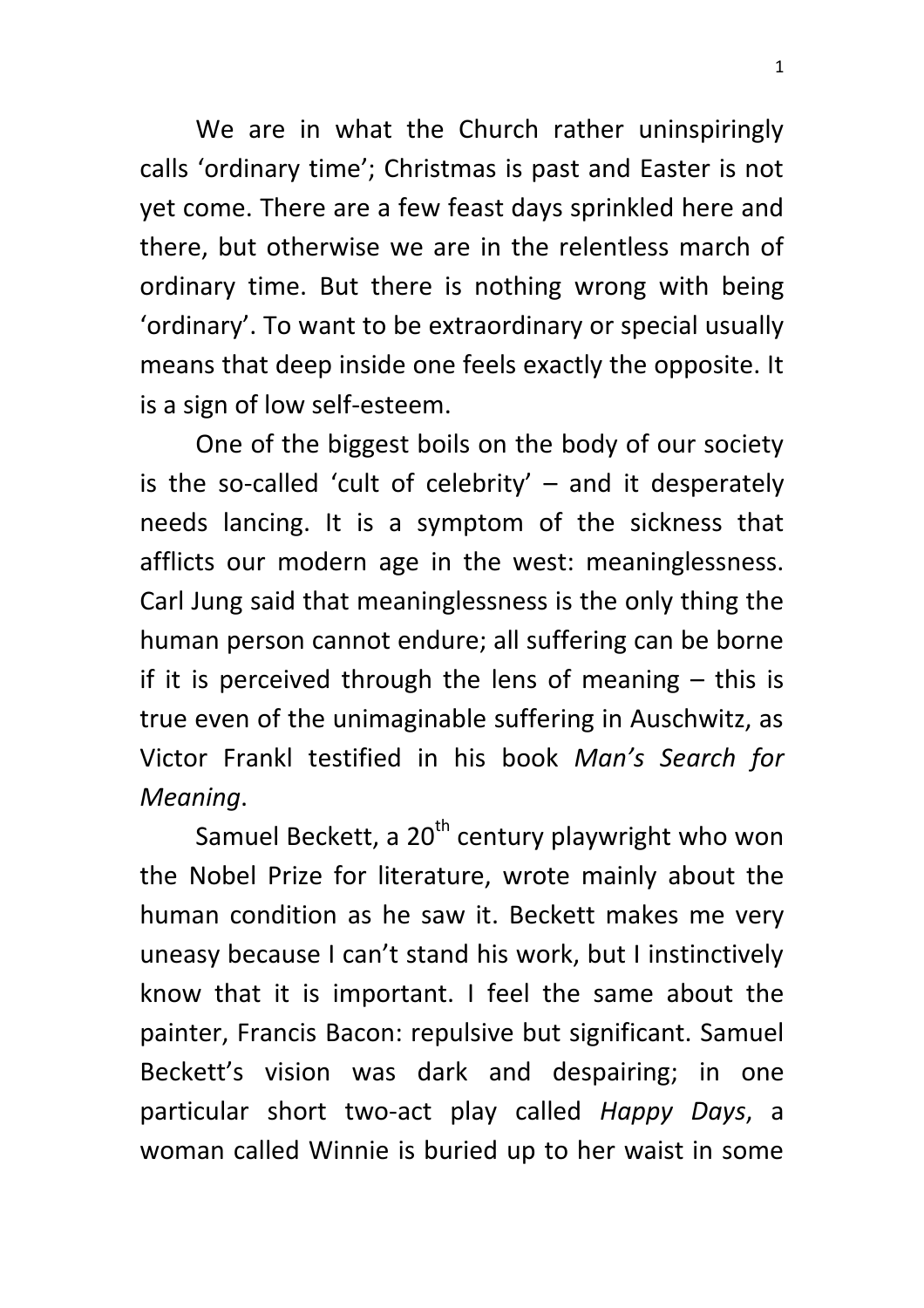We are in what the Church rather uninspiringly calls ‘ordinary time’; Christmas is past and Easter is not yet come. There are a few feast days sprinkled here and there, but otherwise we are in the relentless march of ordinary time. But there is nothing wrong with being ‘ordinary’. To want to be extraordinary or special usually means that deep inside one feels exactly the opposite. It is a sign of low self-esteem.

One of the biggest boils on the body of our society is the so-called ‘cult of celebrity’ – and it desperately needs lancing. It is a symptom of the sickness that afflicts our modern age in the west: meaninglessness. Carl Jung said that meaninglessness is the only thing the human person cannot endure; all suffering can be borne if it is perceived through the lens of meaning – this is true even of the unimaginable suffering in Auschwitz, as Victor Frankl testified in his book *Man’s Search for Meaning*.

Samuel Beckett, a 20th century playwright who won the Nobel Prize for literature, wrote mainly about the human condition as he saw it. Beckett makes me very uneasy because I can’t stand his work, but I instinctively know that it is important. I feel the same about the painter, Francis Bacon: repulsive but significant. Samuel Beckett’s vision was dark and despairing; in one particular short two-act play called *Happy Days*, a woman called Winnie is buried up to her waist in some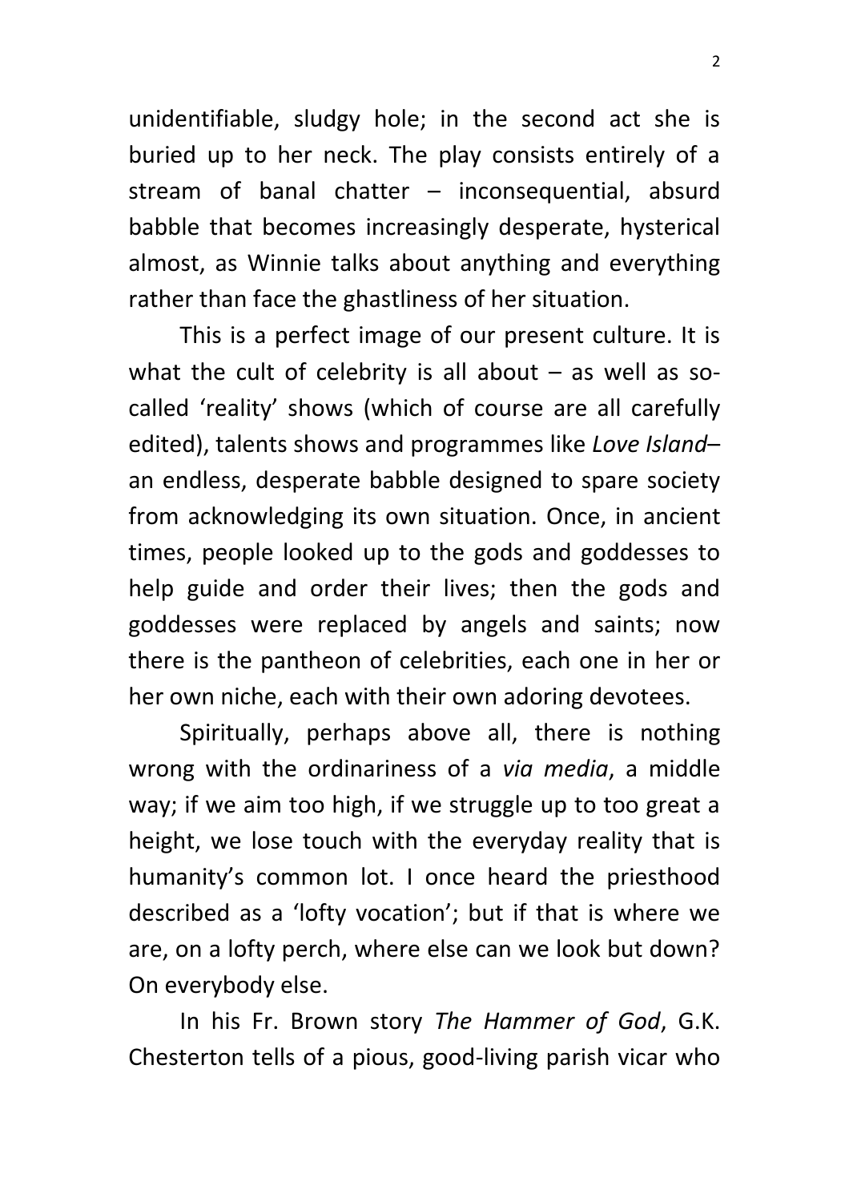unidentifiable, sludgy hole; in the second act she is buried up to her neck. The play consists entirely of a stream of banal chatter – inconsequential, absurd babble that becomes increasingly desperate, hysterical almost, as Winnie talks about anything and everything rather than face the ghastliness of her situation.

This is a perfect image of our present culture. It is what the cult of celebrity is all about – as well as so-called 'reality' shows (which of course are all carefully edited), talents shows and programmes like *Love Island*– an endless, desperate babble designed to spare society from acknowledging its own situation. Once, in ancient times, people looked up to the gods and goddesses to help guide and order their lives; then the gods and goddesses were replaced by angels and saints; now there is the pantheon of celebrities, each one in her or her own niche, each with their own adoring devotees.

Spiritually, perhaps above all, there is nothing wrong with the ordinariness of a *via media*, a middle way; if we aim too high, if we struggle up to too great a height, we lose touch with the everyday reality that is humanity's common lot. I once heard the priesthood described as a 'lofty vocation'; but if that is where we are, on a lofty perch, where else can we look but down? On everybody else.

In his Fr. Brown story *The Hammer of God*, G.K. Chesterton tells of a pious, good-living parish vicar who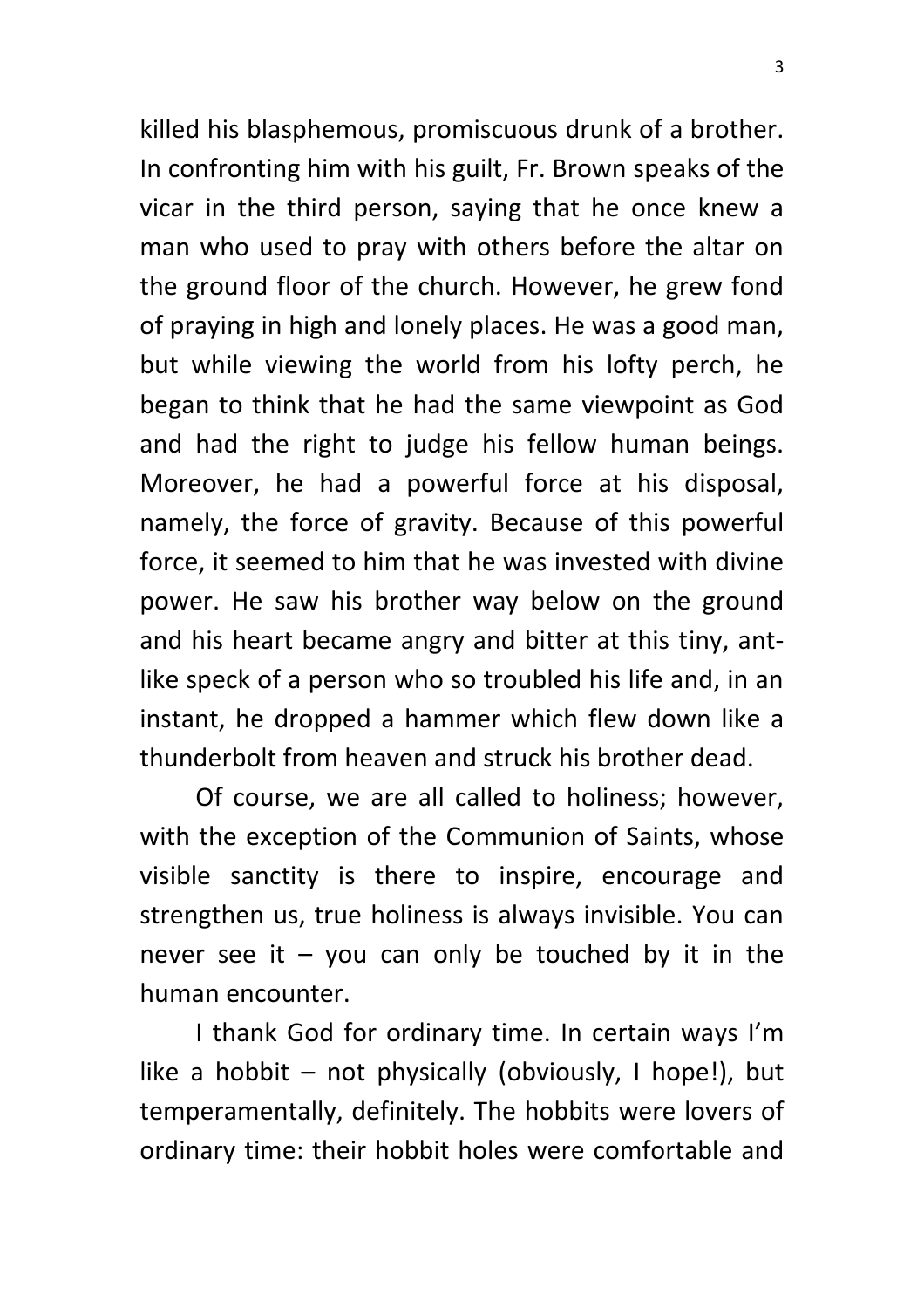killed his blasphemous, promiscuous drunk of a brother. In confronting him with his guilt, Fr. Brown speaks of the vicar in the third person, saying that he once knew a man who used to pray with others before the altar on the ground floor of the church. However, he grew fond of praying in high and lonely places. He was a good man, but while viewing the world from his lofty perch, he began to think that he had the same viewpoint as God and had the right to judge his fellow human beings. Moreover, he had a powerful force at his disposal, namely, the force of gravity. Because of this powerful force, it seemed to him that he was invested with divine power. He saw his brother way below on the ground and his heart became angry and bitter at this tiny, ant-like speck of a person who so troubled his life and, in an instant, he dropped a hammer which flew down like a thunderbolt from heaven and struck his brother dead.

Of course, we are all called to holiness; however, with the exception of the Communion of Saints, whose visible sanctity is there to inspire, encourage and strengthen us, true holiness is always invisible. You can never see it – you can only be touched by it in the human encounter.

I thank God for ordinary time. In certain ways I'm like a hobbit – not physically (obviously, I hope!), but temperamentally, definitely. The hobbits were lovers of ordinary time: their hobbit holes were comfortable and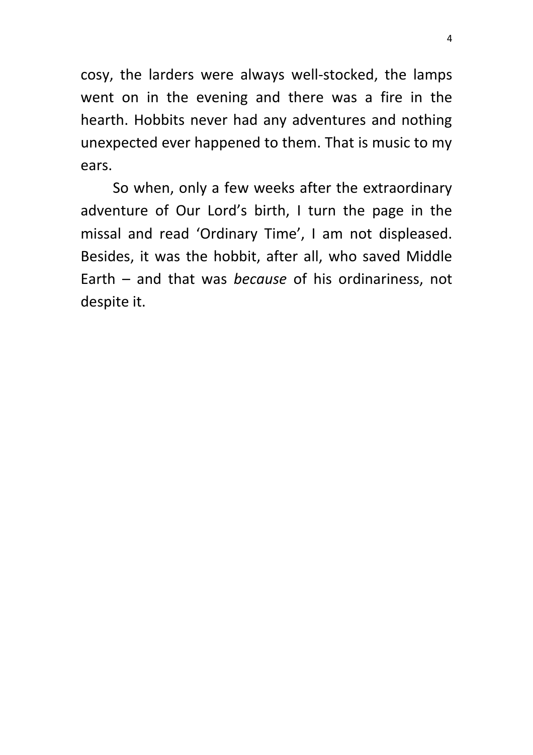cosy, the larders were always well-stocked, the lamps went on in the evening and there was a fire in the hearth. Hobbits never had any adventures and nothing unexpected ever happened to them. That is music to my ears.

So when, only a few weeks after the extraordinary adventure of Our Lord's birth, I turn the page in the missal and read 'Ordinary Time', I am not displeased. Besides, it was the hobbit, after all, who saved Middle Earth – and that was *because* of his ordinariness, not despite it.